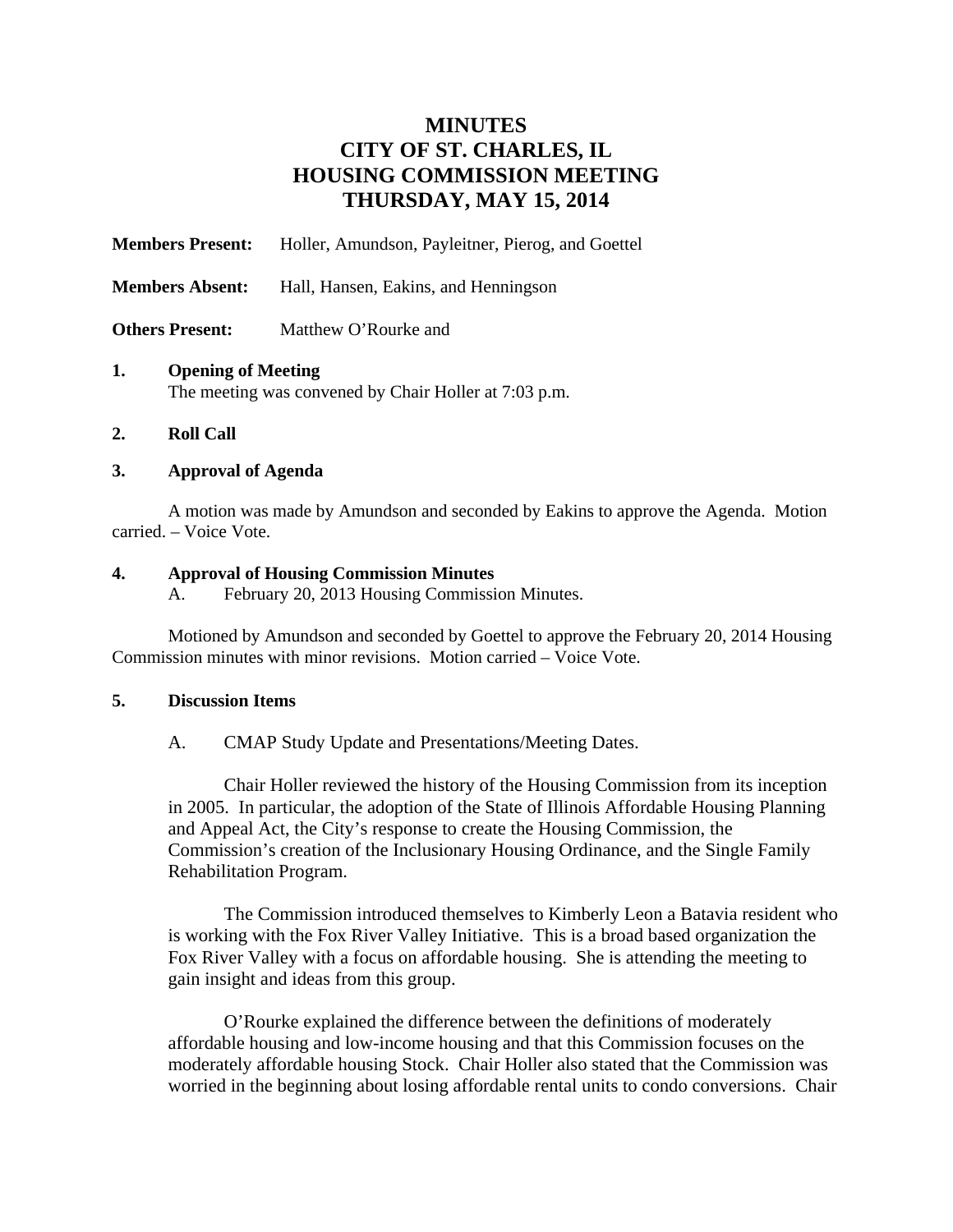# MINUTES
# CITY OF ST. CHARLES, IL
# HOUSING COMMISSION MEETING
# THURSDAY, MAY 15, 2014

**Members Present:** Holler, Amundson, Payleitner, Pierog, and Goettel

**Members Absent:** Hall, Hansen, Eakins, and Henningson

**Others Present:** Matthew O'Rourke and

**1. Opening of Meeting**

The meeting was convened by Chair Holler at 7:03 p.m.

**2. Roll Call**

**3. Approval of Agenda**

A motion was made by Amundson and seconded by Eakins to approve the Agenda. Motion carried. – Voice Vote.

**4. Approval of Housing Commission Minutes**

A. February 20, 2013 Housing Commission Minutes.

Motioned by Amundson and seconded by Goettel to approve the February 20, 2014 Housing Commission minutes with minor revisions. Motion carried – Voice Vote.

**5. Discussion Items**

A. CMAP Study Update and Presentations/Meeting Dates.

Chair Holler reviewed the history of the Housing Commission from its inception in 2005. In particular, the adoption of the State of Illinois Affordable Housing Planning and Appeal Act, the City's response to create the Housing Commission, the Commission's creation of the Inclusionary Housing Ordinance, and the Single Family Rehabilitation Program.

The Commission introduced themselves to Kimberly Leon a Batavia resident who is working with the Fox River Valley Initiative. This is a broad based organization the Fox River Valley with a focus on affordable housing. She is attending the meeting to gain insight and ideas from this group.

O'Rourke explained the difference between the definitions of moderately affordable housing and low-income housing and that this Commission focuses on the moderately affordable housing Stock. Chair Holler also stated that the Commission was worried in the beginning about losing affordable rental units to condo conversions. Chair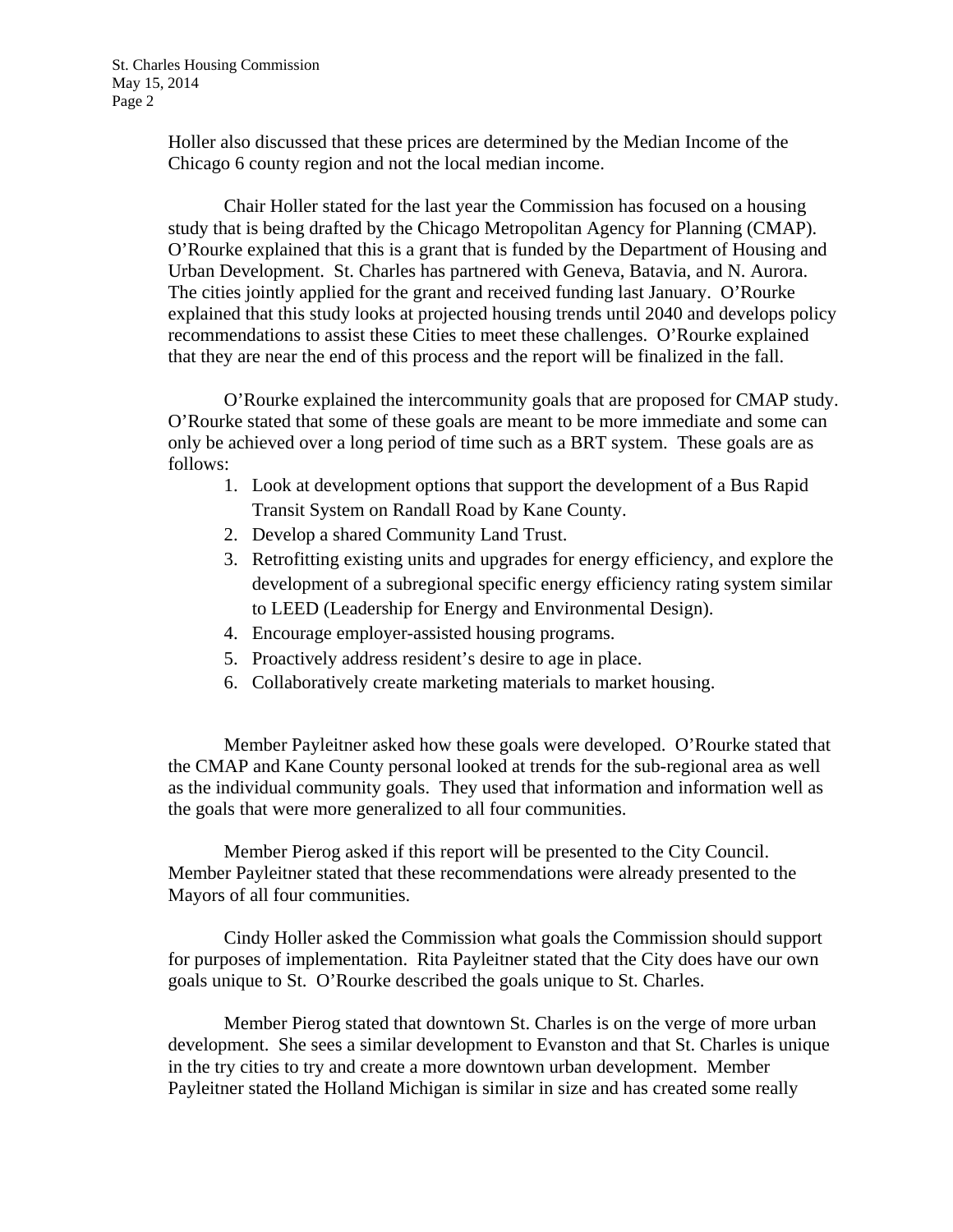Holler also discussed that these prices are determined by the Median Income of the Chicago 6 county region and not the local median income.

Chair Holler stated for the last year the Commission has focused on a housing study that is being drafted by the Chicago Metropolitan Agency for Planning (CMAP). O'Rourke explained that this is a grant that is funded by the Department of Housing and Urban Development. St. Charles has partnered with Geneva, Batavia, and N. Aurora. The cities jointly applied for the grant and received funding last January. O'Rourke explained that this study looks at projected housing trends until 2040 and develops policy recommendations to assist these Cities to meet these challenges. O'Rourke explained that they are near the end of this process and the report will be finalized in the fall.

O'Rourke explained the intercommunity goals that are proposed for CMAP study. O'Rourke stated that some of these goals are meant to be more immediate and some can only be achieved over a long period of time such as a BRT system. These goals are as follows:

1. Look at development options that support the development of a Bus Rapid Transit System on Randall Road by Kane County.
2. Develop a shared Community Land Trust.
3. Retrofitting existing units and upgrades for energy efficiency, and explore the development of a subregional specific energy efficiency rating system similar to LEED (Leadership for Energy and Environmental Design).
4. Encourage employer-assisted housing programs.
5. Proactively address resident's desire to age in place.
6. Collaboratively create marketing materials to market housing.

Member Payleitner asked how these goals were developed. O'Rourke stated that the CMAP and Kane County personal looked at trends for the sub-regional area as well as the individual community goals. They used that information and information well as the goals that were more generalized to all four communities.

Member Pierog asked if this report will be presented to the City Council. Member Payleitner stated that these recommendations were already presented to the Mayors of all four communities.

Cindy Holler asked the Commission what goals the Commission should support for purposes of implementation. Rita Payleitner stated that the City does have our own goals unique to St. O'Rourke described the goals unique to St. Charles.

Member Pierog stated that downtown St. Charles is on the verge of more urban development. She sees a similar development to Evanston and that St. Charles is unique in the try cities to try and create a more downtown urban development. Member Payleitner stated the Holland Michigan is similar in size and has created some really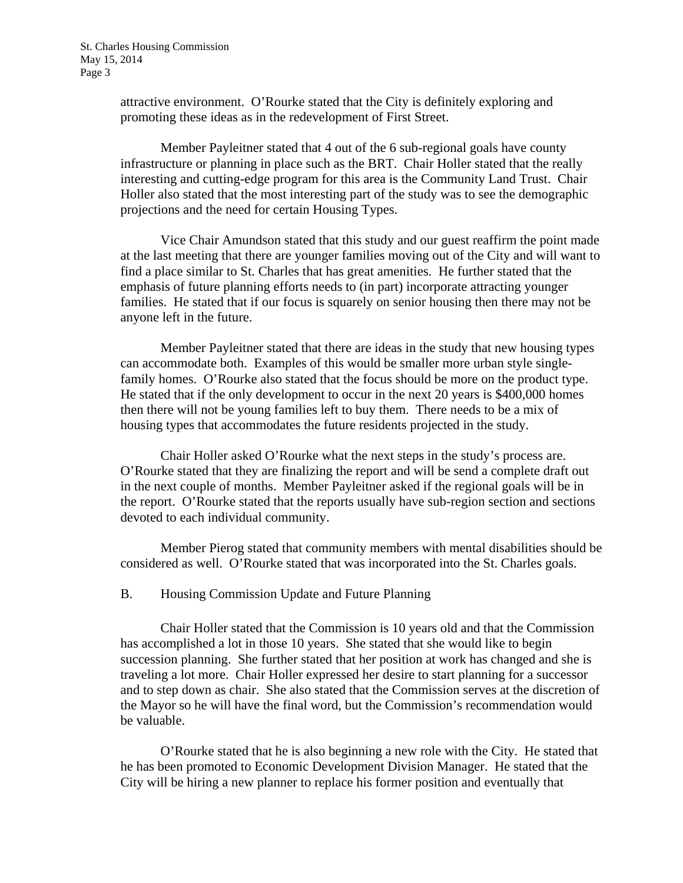attractive environment. O'Rourke stated that the City is definitely exploring and promoting these ideas as in the redevelopment of First Street.

Member Payleitner stated that 4 out of the 6 sub-regional goals have county infrastructure or planning in place such as the BRT. Chair Holler stated that the really interesting and cutting-edge program for this area is the Community Land Trust. Chair Holler also stated that the most interesting part of the study was to see the demographic projections and the need for certain Housing Types.

Vice Chair Amundson stated that this study and our guest reaffirm the point made at the last meeting that there are younger families moving out of the City and will want to find a place similar to St. Charles that has great amenities. He further stated that the emphasis of future planning efforts needs to (in part) incorporate attracting younger families. He stated that if our focus is squarely on senior housing then there may not be anyone left in the future.

Member Payleitner stated that there are ideas in the study that new housing types can accommodate both. Examples of this would be smaller more urban style single-family homes. O'Rourke also stated that the focus should be more on the product type. He stated that if the only development to occur in the next 20 years is $400,000 homes then there will not be young families left to buy them. There needs to be a mix of housing types that accommodates the future residents projected in the study.

Chair Holler asked O'Rourke what the next steps in the study's process are. O'Rourke stated that they are finalizing the report and will be send a complete draft out in the next couple of months. Member Payleitner asked if the regional goals will be in the report. O'Rourke stated that the reports usually have sub-region section and sections devoted to each individual community.

Member Pierog stated that community members with mental disabilities should be considered as well. O'Rourke stated that was incorporated into the St. Charles goals.

B. Housing Commission Update and Future Planning

Chair Holler stated that the Commission is 10 years old and that the Commission has accomplished a lot in those 10 years. She stated that she would like to begin succession planning. She further stated that her position at work has changed and she is traveling a lot more. Chair Holler expressed her desire to start planning for a successor and to step down as chair. She also stated that the Commission serves at the discretion of the Mayor so he will have the final word, but the Commission's recommendation would be valuable.

O'Rourke stated that he is also beginning a new role with the City. He stated that he has been promoted to Economic Development Division Manager. He stated that the City will be hiring a new planner to replace his former position and eventually that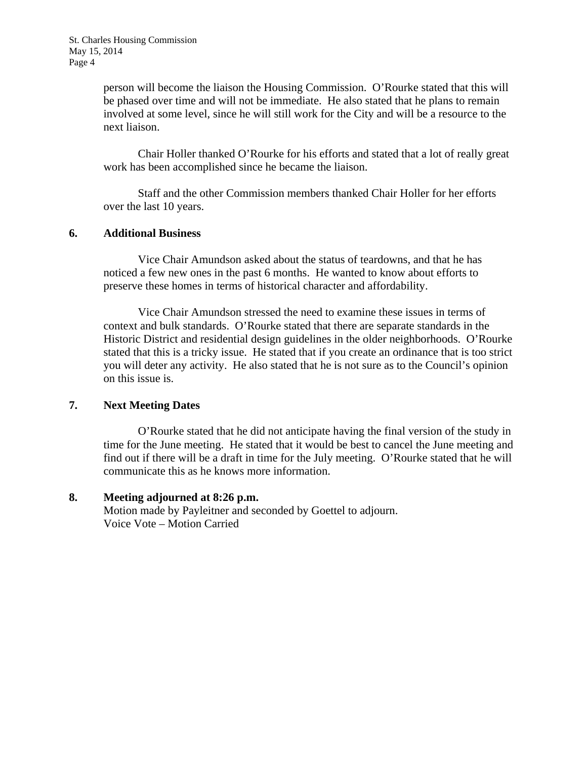person will become the liaison the Housing Commission. O'Rourke stated that this will be phased over time and will not be immediate. He also stated that he plans to remain involved at some level, since he will still work for the City and will be a resource to the next liaison.

Chair Holler thanked O'Rourke for his efforts and stated that a lot of really great work has been accomplished since he became the liaison.

Staff and the other Commission members thanked Chair Holler for her efforts over the last 10 years.

**6. Additional Business**

Vice Chair Amundson asked about the status of teardowns, and that he has noticed a few new ones in the past 6 months. He wanted to know about efforts to preserve these homes in terms of historical character and affordability.

Vice Chair Amundson stressed the need to examine these issues in terms of context and bulk standards. O'Rourke stated that there are separate standards in the Historic District and residential design guidelines in the older neighborhoods. O'Rourke stated that this is a tricky issue. He stated that if you create an ordinance that is too strict you will deter any activity. He also stated that he is not sure as to the Council's opinion on this issue is.

**7. Next Meeting Dates**

O'Rourke stated that he did not anticipate having the final version of the study in time for the June meeting. He stated that it would be best to cancel the June meeting and find out if there will be a draft in time for the July meeting. O'Rourke stated that he will communicate this as he knows more information.

**8. Meeting adjourned at 8:26 p.m.**

Motion made by Payleitner and seconded by Goettel to adjourn.
Voice Vote – Motion Carried